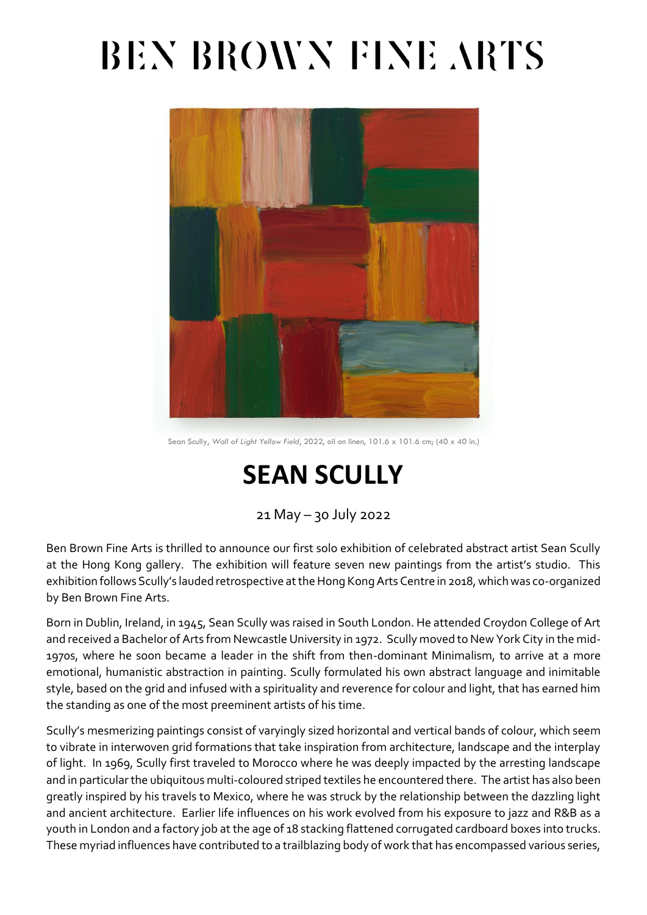# BEN BROWN FINE ARTS

Sean Scully, *Wall of Light Yellow Field*, 2022, oil on linen, 101.6 x 101.6 cm; (40 x 40 in.)

## SEAN SCULLY

21 May – 30 July 2022

Ben Brown Fine Arts is thrilled to announce our first solo exhibition of celebrated abstract artist Sean Scully at the Hong Kong gallery. The exhibition will feature seven new paintings from the artist's studio. This exhibition follows Scully's lauded retrospective at the Hong Kong Arts Centre in 2018, which was co-organized by Ben Brown Fine Arts.

Born in Dublin, Ireland, in 1945, Sean Scully was raised in South London. He attended Croydon College of Art and received a Bachelor of Arts from Newcastle University in 1972. Scully moved to New York City in the mid-1970s, where he soon became a leader in the shift from then-dominant Minimalism, to arrive at a more emotional, humanistic abstraction in painting. Scully formulated his own abstract language and inimitable style, based on the grid and infused with a spirituality and reverence for colour and light, that has earned him the standing as one of the most preeminent artists of his time.

Scully's mesmerizing paintings consist of varyingly sized horizontal and vertical bands of colour, which seem to vibrate in interwoven grid formations that take inspiration from architecture, landscape and the interplay of light. In 1969, Scully first traveled to Morocco where he was deeply impacted by the arresting landscape and in particular the ubiquitous multi-coloured striped textiles he encountered there. The artist has also been greatly inspired by his travels to Mexico, where he was struck by the relationship between the dazzling light and ancient architecture. Earlier life influences on his work evolved from his exposure to jazz and R&B as a youth in London and a factory job at the age of 18 stacking flattened corrugated cardboard boxes into trucks. These myriad influences have contributed to a trailblazing body of work that has encompassed various series,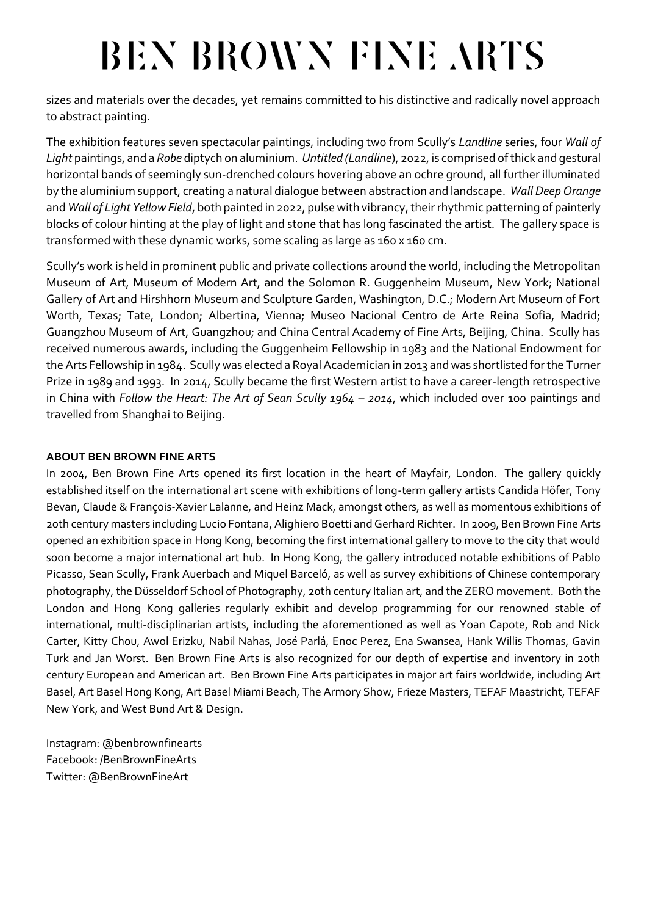sizes and materials over the decades, yet remains committed to his distinctive and radically novel approach to abstract painting.

The exhibition features seven spectacular paintings, including two from Scully's *Landline* series, four *Wall of Light* paintings, and a *Robe* diptych on aluminium. *Untitled (Landline*), 2022, is comprised of thick and gestural horizontal bands of seemingly sun-drenched colours hovering above an ochre ground, all further illuminated by the aluminium support, creating a natural dialogue between abstraction and landscape. *Wall Deep Orange* and *Wall of Light Yellow Field*, both painted in 2022, pulse with vibrancy, their rhythmic patterning of painterly blocks of colour hinting at the play of light and stone that has long fascinated the artist. The gallery space is transformed with these dynamic works, some scaling as large as 160 x 160 cm.

Scully's work is held in prominent public and private collections around the world, including the Metropolitan Museum of Art, Museum of Modern Art, and the Solomon R. Guggenheim Museum, New York; National Gallery of Art and Hirshhorn Museum and Sculpture Garden, Washington, D.C.; Modern Art Museum of Fort Worth, Texas; Tate, London; Albertina, Vienna; Museo Nacional Centro de Arte Reina Sofia, Madrid; Guangzhou Museum of Art, Guangzhou; and China Central Academy of Fine Arts, Beijing, China. Scully has received numerous awards, including the Guggenheim Fellowship in 1983 and the National Endowment for the Arts Fellowship in 1984. Scully was elected a Royal Academician in 2013 and was shortlisted for the Turner Prize in 1989 and 1993. In 2014, Scully became the first Western artist to have a career-length retrospective in China with *Follow the Heart: The Art of Sean Scully 1964 – 2014*, which included over 100 paintings and travelled from Shanghai to Beijing.

**ABOUT BEN BROWN FINE ARTS**

In 2004, Ben Brown Fine Arts opened its first location in the heart of Mayfair, London. The gallery quickly established itself on the international art scene with exhibitions of long-term gallery artists Candida Höfer, Tony Bevan, Claude & François-Xavier Lalanne, and Heinz Mack, amongst others, as well as momentous exhibitions of 20th century masters including Lucio Fontana, Alighiero Boetti and Gerhard Richter. In 2009, Ben Brown Fine Arts opened an exhibition space in Hong Kong, becoming the first international gallery to move to the city that would soon become a major international art hub. In Hong Kong, the gallery introduced notable exhibitions of Pablo Picasso, Sean Scully, Frank Auerbach and Miquel Barceló, as well as survey exhibitions of Chinese contemporary photography, the Düsseldorf School of Photography, 20th century Italian art, and the ZERO movement. Both the London and Hong Kong galleries regularly exhibit and develop programming for our renowned stable of international, multi-disciplinarian artists, including the aforementioned as well as Yoan Capote, Rob and Nick Carter, Kitty Chou, Awol Erizku, Nabil Nahas, José Parlá, Enoc Perez, Ena Swansea, Hank Willis Thomas, Gavin Turk and Jan Worst. Ben Brown Fine Arts is also recognized for our depth of expertise and inventory in 20th century European and American art. Ben Brown Fine Arts participates in major art fairs worldwide, including Art Basel, Art Basel Hong Kong, Art Basel Miami Beach, The Armory Show, Frieze Masters, TEFAF Maastricht, TEFAF New York, and West Bund Art & Design.

Instagram: @benbrownfinearts
Facebook: /BenBrownFineArts
Twitter: @BenBrownFineArt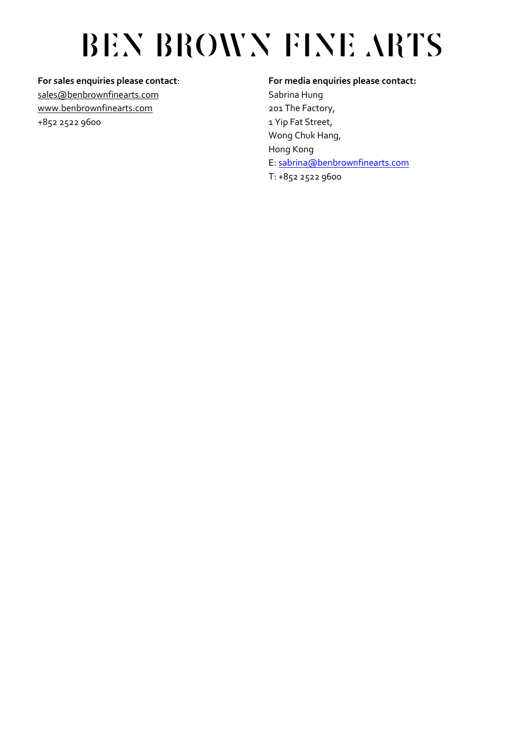# BEN BROWN FINE ARTS

**For sales enquiries please contact**:
sales@benbrownfinearts.com
www.benbrownfinearts.com
+852 2522 9600

**For media enquiries please contact:**
Sabrina Hung
201 The Factory,
1 Yip Fat Street,
Wong Chuk Hang,
Hong Kong
E: sabrina@benbrownfinearts.com
T: +852 2522 9600